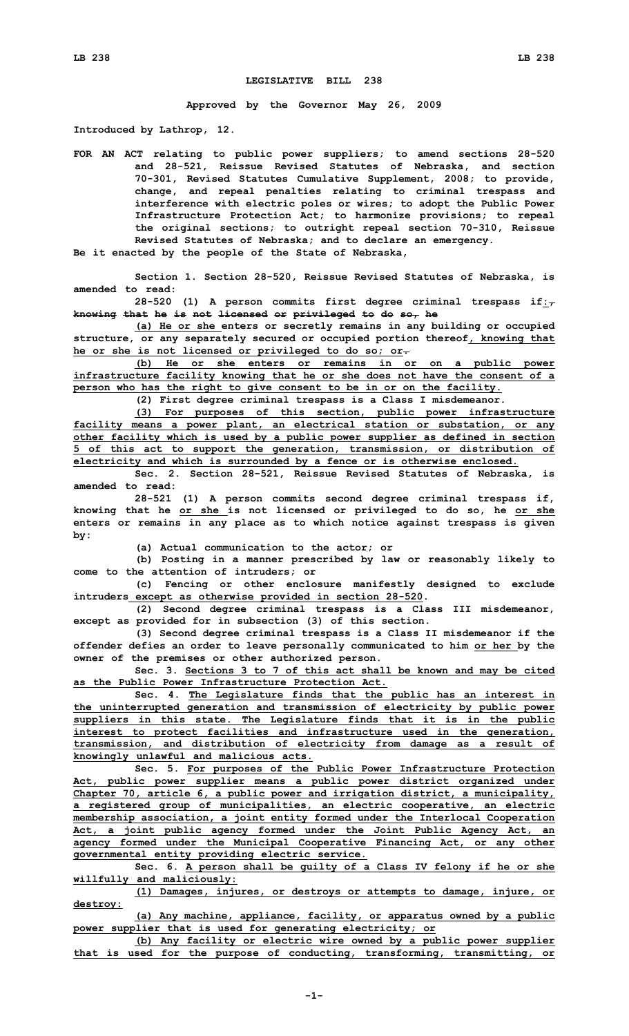**LEGISLATIVE BILL 238**

**Approved by the Governor May 26, 2009**

**Introduced by Lathrop, 12.**

**FOR AN ACT relating to public power suppliers; to amend sections 28-520 and 28-521, Reissue Revised Statutes of Nebraska, and section 70-301, Revised Statutes Cumulative Supplement, 2008; to provide, change, and repeal penalties relating to criminal trespass and interference with electric poles or wires; to adopt the Public Power Infrastructure Protection Act; to harmonize provisions; to repeal the original sections; to outright repeal section 70-310, Reissue Revised Statutes of Nebraska; and to declare an emergency.**

**Be it enacted by the people of the State of Nebraska,**

**Section 1. Section 28-520, Reissue Revised Statutes of Nebraska, is amended to read:**

**28-520 (1) A person commits first degree criminal trespass if:, ~~knowing that he is not licensed or privileged to do so, he~~**

**(a) He or she enters or secretly remains in any building or occupied structure, or any separately secured or occupied portion thereof, knowing that he or she is not licensed or privileged to do so; or.**

**(b) He or she enters or remains in or on a public power infrastructure facility knowing that he or she does not have the consent of a person who has the right to give consent to be in or on the facility.**

**(2) First degree criminal trespass is a Class I misdemeanor.**

**(3) For purposes of this section, public power infrastructure facility means a power plant, an electrical station or substation, or any other facility which is used by a public power supplier as defined in section 5 of this act to support the generation, transmission, or distribution of electricity and which is surrounded by a fence or is otherwise enclosed.**

**Sec. 2. Section 28-521, Reissue Revised Statutes of Nebraska, is amended to read:**

**28-521 (1) A person commits second degree criminal trespass if, knowing that he or she is not licensed or privileged to do so, he or she enters or remains in any place as to which notice against trespass is given by:**

**(a) Actual communication to the actor; or**

**(b) Posting in a manner prescribed by law or reasonably likely to come to the attention of intruders; or**

**(c) Fencing or other enclosure manifestly designed to exclude intruders except as otherwise provided in section 28-520.**

**(2) Second degree criminal trespass is a Class III misdemeanor, except as provided for in subsection (3) of this section.**

**(3) Second degree criminal trespass is a Class II misdemeanor if the offender defies an order to leave personally communicated to him or her by the owner of the premises or other authorized person.**

**Sec. 3. Sections 3 to 7 of this act shall be known and may be cited as the Public Power Infrastructure Protection Act.**

**Sec. 4. The Legislature finds that the public has an interest in the uninterrupted generation and transmission of electricity by public power suppliers in this state. The Legislature finds that it is in the public interest to protect facilities and infrastructure used in the generation, transmission, and distribution of electricity from damage as a result of knowingly unlawful and malicious acts.**

**Sec. 5. For purposes of the Public Power Infrastructure Protection Act, public power supplier means a public power district organized under Chapter 70, article 6, a public power and irrigation district, a municipality, a registered group of municipalities, an electric cooperative, an electric membership association, a joint entity formed under the Interlocal Cooperation Act, a joint public agency formed under the Joint Public Agency Act, an agency formed under the Municipal Cooperative Financing Act, or any other governmental entity providing electric service.**

**Sec. 6. A person shall be guilty of a Class IV felony if he or she willfully and maliciously:**

**(1) Damages, injures, or destroys or attempts to damage, injure, or destroy:**

**(a) Any machine, appliance, facility, or apparatus owned by a public power supplier that is used for generating electricity; or**

**(b) Any facility or electric wire owned by a public power supplier that is used for the purpose of conducting, transforming, transmitting, or**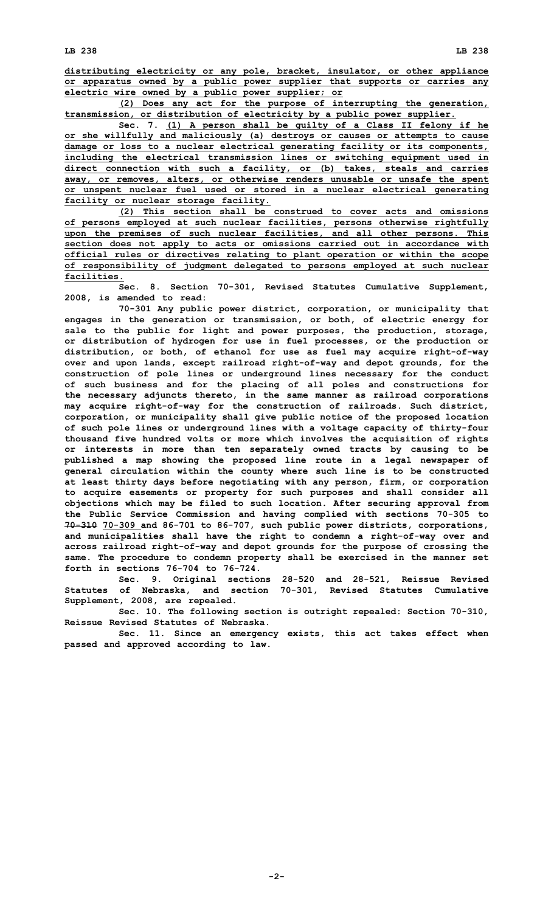distributing electricity or any pole, bracket, insulator, or other appliance or apparatus owned by a public power supplier that supports or carries any electric wire owned by a public power supplier; or

(2) Does any act for the purpose of interrupting the generation, transmission, or distribution of electricity by a public power supplier.

Sec. 7. (1) A person shall be guilty of a Class II felony if he or she willfully and maliciously (a) destroys or causes or attempts to cause damage or loss to a nuclear electrical generating facility or its components, including the electrical transmission lines or switching equipment used in direct connection with such a facility, or (b) takes, steals and carries away, or removes, alters, or otherwise renders unusable or unsafe the spent or unspent nuclear fuel used or stored in a nuclear electrical generating facility or nuclear storage facility.

(2) This section shall be construed to cover acts and omissions of persons employed at such nuclear facilities, persons otherwise rightfully upon the premises of such nuclear facilities, and all other persons. This section does not apply to acts or omissions carried out in accordance with official rules or directives relating to plant operation or within the scope of responsibility of judgment delegated to persons employed at such nuclear facilities.

Sec. 8. Section 70-301, Revised Statutes Cumulative Supplement, 2008, is amended to read:

70-301 Any public power district, corporation, or municipality that engages in the generation or transmission, or both, of electric energy for sale to the public for light and power purposes, the production, storage, or distribution of hydrogen for use in fuel processes, or the production or distribution, or both, of ethanol for use as fuel may acquire right-of-way over and upon lands, except railroad right-of-way and depot grounds, for the construction of pole lines or underground lines necessary for the conduct of such business and for the placing of all poles and constructions for the necessary adjuncts thereto, in the same manner as railroad corporations may acquire right-of-way for the construction of railroads. Such district, corporation, or municipality shall give public notice of the proposed location of such pole lines or underground lines with a voltage capacity of thirty-four thousand five hundred volts or more which involves the acquisition of rights or interests in more than ten separately owned tracts by causing to be published a map showing the proposed line route in a legal newspaper of general circulation within the county where such line is to be constructed at least thirty days before negotiating with any person, firm, or corporation to acquire easements or property for such purposes and shall consider all objections which may be filed to such location. After securing approval from the Public Service Commission and having complied with sections 70-305 to ~~70-310~~ 70-309 and 86-701 to 86-707, such public power districts, corporations, and municipalities shall have the right to condemn a right-of-way over and across railroad right-of-way and depot grounds for the purpose of crossing the same. The procedure to condemn property shall be exercised in the manner set forth in sections 76-704 to 76-724.

Sec. 9. Original sections 28-520 and 28-521, Reissue Revised Statutes of Nebraska, and section 70-301, Revised Statutes Cumulative Supplement, 2008, are repealed.

Sec. 10. The following section is outright repealed: Section 70-310, Reissue Revised Statutes of Nebraska.

Sec. 11. Since an emergency exists, this act takes effect when passed and approved according to law.